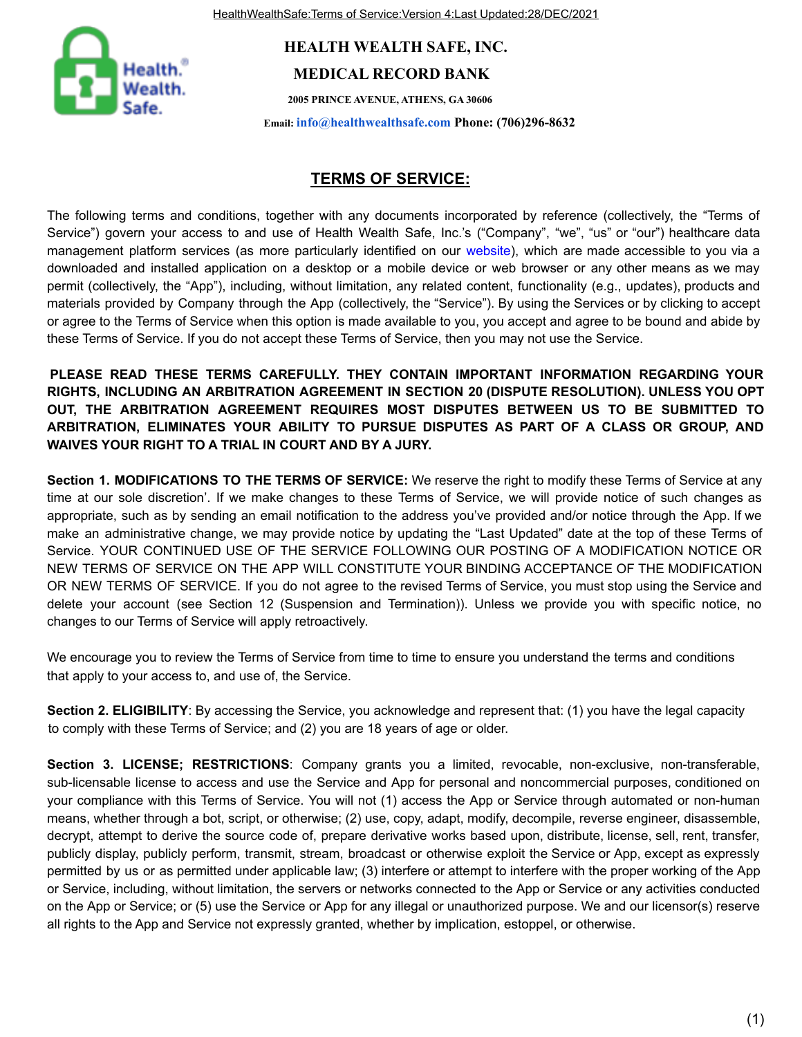# HEALTH WEALTH SAFE, INC.

## MEDICAL RECORD BANK

**2005 PRINCE AVENUE, ATHENS, GA 30606**

**Email: info@healthwealthsafe.com Phone: (706)296-8632**

## TERMS OF SERVICE:

The following terms and conditions, together with any documents incorporated by reference (collectively, the "Terms of Service") govern your access to and use of Health Wealth Safe, Inc.'s ("Company", "we", "us" or "our") healthcare data management platform services (as more particularly identified on our website), which are made accessible to you via a downloaded and installed application on a desktop or a mobile device or web browser or any other means as we may permit (collectively, the "App"), including, without limitation, any related content, functionality (e.g., updates), products and materials provided by Company through the App (collectively, the "Service"). By using the Services or by clicking to accept or agree to the Terms of Service when this option is made available to you, you accept and agree to be bound and abide by these Terms of Service. If you do not accept these Terms of Service, then you may not use the Service.

**PLEASE READ THESE TERMS CAREFULLY. THEY CONTAIN IMPORTANT INFORMATION REGARDING YOUR RIGHTS, INCLUDING AN ARBITRATION AGREEMENT IN SECTION 20 (DISPUTE RESOLUTION). UNLESS YOU OPT OUT, THE ARBITRATION AGREEMENT REQUIRES MOST DISPUTES BETWEEN US TO BE SUBMITTED TO ARBITRATION, ELIMINATES YOUR ABILITY TO PURSUE DISPUTES AS PART OF A CLASS OR GROUP, AND WAIVES YOUR RIGHT TO A TRIAL IN COURT AND BY A JURY.**

**Section 1. MODIFICATIONS TO THE TERMS OF SERVICE:** We reserve the right to modify these Terms of Service at any time at our sole discretion'. If we make changes to these Terms of Service, we will provide notice of such changes as appropriate, such as by sending an email notification to the address you've provided and/or notice through the App. If we make an administrative change, we may provide notice by updating the "Last Updated" date at the top of these Terms of Service. YOUR CONTINUED USE OF THE SERVICE FOLLOWING OUR POSTING OF A MODIFICATION NOTICE OR NEW TERMS OF SERVICE ON THE APP WILL CONSTITUTE YOUR BINDING ACCEPTANCE OF THE MODIFICATION OR NEW TERMS OF SERVICE. If you do not agree to the revised Terms of Service, you must stop using the Service and delete your account (see Section 12 (Suspension and Termination)). Unless we provide you with specific notice, no changes to our Terms of Service will apply retroactively.

We encourage you to review the Terms of Service from time to time to ensure you understand the terms and conditions that apply to your access to, and use of, the Service.

**Section 2. ELIGIBILITY**: By accessing the Service, you acknowledge and represent that: (1) you have the legal capacity to comply with these Terms of Service; and (2) you are 18 years of age or older.

**Section 3. LICENSE; RESTRICTIONS**: Company grants you a limited, revocable, non-exclusive, non-transferable, sub-licensable license to access and use the Service and App for personal and noncommercial purposes, conditioned on your compliance with this Terms of Service. You will not (1) access the App or Service through automated or non-human means, whether through a bot, script, or otherwise; (2) use, copy, adapt, modify, decompile, reverse engineer, disassemble, decrypt, attempt to derive the source code of, prepare derivative works based upon, distribute, license, sell, rent, transfer, publicly display, publicly perform, transmit, stream, broadcast or otherwise exploit the Service or App, except as expressly permitted by us or as permitted under applicable law; (3) interfere or attempt to interfere with the proper working of the App or Service, including, without limitation, the servers or networks connected to the App or Service or any activities conducted on the App or Service; or (5) use the Service or App for any illegal or unauthorized purpose. We and our licensor(s) reserve all rights to the App and Service not expressly granted, whether by implication, estoppel, or otherwise.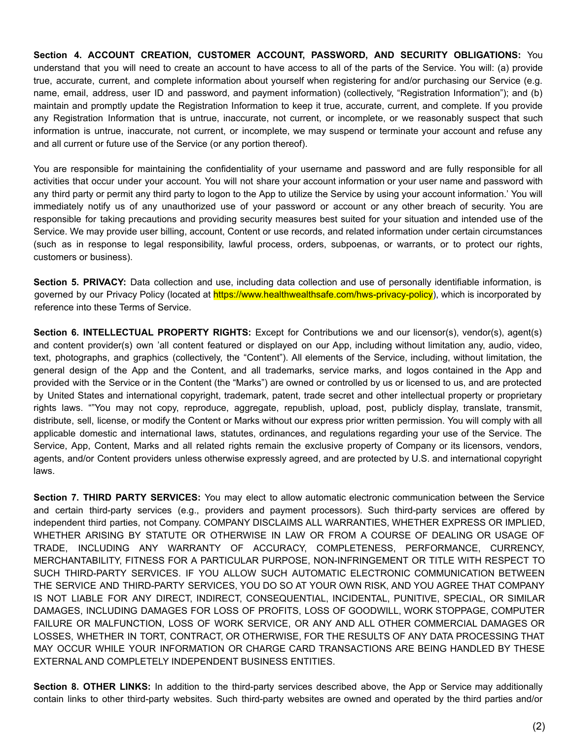**Section 4. ACCOUNT CREATION, CUSTOMER ACCOUNT, PASSWORD, AND SECURITY OBLIGATIONS:** You understand that you will need to create an account to have access to all of the parts of the Service. You will: (a) provide true, accurate, current, and complete information about yourself when registering for and/or purchasing our Service (e.g. name, email, address, user ID and password, and payment information) (collectively, "Registration Information"); and (b) maintain and promptly update the Registration Information to keep it true, accurate, current, and complete. If you provide any Registration Information that is untrue, inaccurate, not current, or incomplete, or we reasonably suspect that such information is untrue, inaccurate, not current, or incomplete, we may suspend or terminate your account and refuse any and all current or future use of the Service (or any portion thereof).

You are responsible for maintaining the confidentiality of your username and password and are fully responsible for all activities that occur under your account. You will not share your account information or your user name and password with any third party or permit any third party to logon to the App to utilize the Service by using your account information.' You will immediately notify us of any unauthorized use of your password or account or any other breach of security. You are responsible for taking precautions and providing security measures best suited for your situation and intended use of the Service. We may provide user billing, account, Content or use records, and related information under certain circumstances (such as in response to legal responsibility, lawful process, orders, subpoenas, or warrants, or to protect our rights, customers or business).

**Section 5. PRIVACY:** Data collection and use, including data collection and use of personally identifiable information, is governed by our Privacy Policy (located at https://www.healthwealthsafe.com/hws-privacy-policy), which is incorporated by reference into these Terms of Service.

**Section 6. INTELLECTUAL PROPERTY RIGHTS:** Except for Contributions we and our licensor(s), vendor(s), agent(s) and content provider(s) own 'all content featured or displayed on our App, including without limitation any, audio, video, text, photographs, and graphics (collectively, the "Content"). All elements of the Service, including, without limitation, the general design of the App and the Content, and all trademarks, service marks, and logos contained in the App and provided with the Service or in the Content (the "Marks") are owned or controlled by us or licensed to us, and are protected by United States and international copyright, trademark, patent, trade secret and other intellectual property or proprietary rights laws. ""You may not copy, reproduce, aggregate, republish, upload, post, publicly display, translate, transmit, distribute, sell, license, or modify the Content or Marks without our express prior written permission. You will comply with all applicable domestic and international laws, statutes, ordinances, and regulations regarding your use of the Service. The Service, App, Content, Marks and all related rights remain the exclusive property of Company or its licensors, vendors, agents, and/or Content providers unless otherwise expressly agreed, and are protected by U.S. and international copyright laws.

**Section 7. THIRD PARTY SERVICES:** You may elect to allow automatic electronic communication between the Service and certain third-party services (e.g., providers and payment processors). Such third-party services are offered by independent third parties, not Company. COMPANY DISCLAIMS ALL WARRANTIES, WHETHER EXPRESS OR IMPLIED, WHETHER ARISING BY STATUTE OR OTHERWISE IN LAW OR FROM A COURSE OF DEALING OR USAGE OF TRADE, INCLUDING ANY WARRANTY OF ACCURACY, COMPLETENESS, PERFORMANCE, CURRENCY, MERCHANTABILITY, FITNESS FOR A PARTICULAR PURPOSE, NON-INFRINGEMENT OR TITLE WITH RESPECT TO SUCH THIRD-PARTY SERVICES. IF YOU ALLOW SUCH AUTOMATIC ELECTRONIC COMMUNICATION BETWEEN THE SERVICE AND THIRD-PARTY SERVICES, YOU DO SO AT YOUR OWN RISK, AND YOU AGREE THAT COMPANY IS NOT LIABLE FOR ANY DIRECT, INDIRECT, CONSEQUENTIAL, INCIDENTAL, PUNITIVE, SPECIAL, OR SIMILAR DAMAGES, INCLUDING DAMAGES FOR LOSS OF PROFITS, LOSS OF GOODWILL, WORK STOPPAGE, COMPUTER FAILURE OR MALFUNCTION, LOSS OF WORK SERVICE, OR ANY AND ALL OTHER COMMERCIAL DAMAGES OR LOSSES, WHETHER IN TORT, CONTRACT, OR OTHERWISE, FOR THE RESULTS OF ANY DATA PROCESSING THAT MAY OCCUR WHILE YOUR INFORMATION OR CHARGE CARD TRANSACTIONS ARE BEING HANDLED BY THESE EXTERNAL AND COMPLETELY INDEPENDENT BUSINESS ENTITIES.

**Section 8. OTHER LINKS:** In addition to the third-party services described above, the App or Service may additionally contain links to other third-party websites. Such third-party websites are owned and operated by the third parties and/or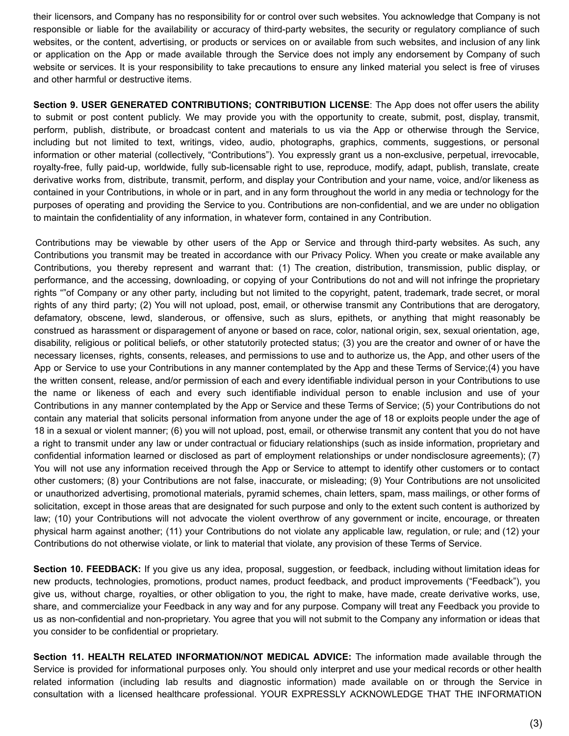their licensors, and Company has no responsibility for or control over such websites. You acknowledge that Company is not responsible or liable for the availability or accuracy of third-party websites, the security or regulatory compliance of such websites, or the content, advertising, or products or services on or available from such websites, and inclusion of any link or application on the App or made available through the Service does not imply any endorsement by Company of such website or services. It is your responsibility to take precautions to ensure any linked material you select is free of viruses and other harmful or destructive items.

**Section 9. USER GENERATED CONTRIBUTIONS; CONTRIBUTION LICENSE**: The App does not offer users the ability to submit or post content publicly. We may provide you with the opportunity to create, submit, post, display, transmit, perform, publish, distribute, or broadcast content and materials to us via the App or otherwise through the Service, including but not limited to text, writings, video, audio, photographs, graphics, comments, suggestions, or personal information or other material (collectively, "Contributions"). You expressly grant us a non-exclusive, perpetual, irrevocable, royalty-free, fully paid-up, worldwide, fully sub-licensable right to use, reproduce, modify, adapt, publish, translate, create derivative works from, distribute, transmit, perform, and display your Contribution and your name, voice, and/or likeness as contained in your Contributions, in whole or in part, and in any form throughout the world in any media or technology for the purposes of operating and providing the Service to you. Contributions are non-confidential, and we are under no obligation to maintain the confidentiality of any information, in whatever form, contained in any Contribution.

Contributions may be viewable by other users of the App or Service and through third-party websites. As such, any Contributions you transmit may be treated in accordance with our Privacy Policy. When you create or make available any Contributions, you thereby represent and warrant that: (1) The creation, distribution, transmission, public display, or performance, and the accessing, downloading, or copying of your Contributions do not and will not infringe the proprietary rights ""of Company or any other party, including but not limited to the copyright, patent, trademark, trade secret, or moral rights of any third party; (2) You will not upload, post, email, or otherwise transmit any Contributions that are derogatory, defamatory, obscene, lewd, slanderous, or offensive, such as slurs, epithets, or anything that might reasonably be construed as harassment or disparagement of anyone or based on race, color, national origin, sex, sexual orientation, age, disability, religious or political beliefs, or other statutorily protected status; (3) you are the creator and owner of or have the necessary licenses, rights, consents, releases, and permissions to use and to authorize us, the App, and other users of the App or Service to use your Contributions in any manner contemplated by the App and these Terms of Service;(4) you have the written consent, release, and/or permission of each and every identifiable individual person in your Contributions to use the name or likeness of each and every such identifiable individual person to enable inclusion and use of your Contributions in any manner contemplated by the App or Service and these Terms of Service; (5) your Contributions do not contain any material that solicits personal information from anyone under the age of 18 or exploits people under the age of 18 in a sexual or violent manner; (6) you will not upload, post, email, or otherwise transmit any content that you do not have a right to transmit under any law or under contractual or fiduciary relationships (such as inside information, proprietary and confidential information learned or disclosed as part of employment relationships or under nondisclosure agreements); (7) You will not use any information received through the App or Service to attempt to identify other customers or to contact other customers; (8) your Contributions are not false, inaccurate, or misleading; (9) Your Contributions are not unsolicited or unauthorized advertising, promotional materials, pyramid schemes, chain letters, spam, mass mailings, or other forms of solicitation, except in those areas that are designated for such purpose and only to the extent such content is authorized by law; (10) your Contributions will not advocate the violent overthrow of any government or incite, encourage, or threaten physical harm against another; (11) your Contributions do not violate any applicable law, regulation, or rule; and (12) your Contributions do not otherwise violate, or link to material that violate, any provision of these Terms of Service.

**Section 10. FEEDBACK:** If you give us any idea, proposal, suggestion, or feedback, including without limitation ideas for new products, technologies, promotions, product names, product feedback, and product improvements ("Feedback"), you give us, without charge, royalties, or other obligation to you, the right to make, have made, create derivative works, use, share, and commercialize your Feedback in any way and for any purpose. Company will treat any Feedback you provide to us as non-confidential and non-proprietary. You agree that you will not submit to the Company any information or ideas that you consider to be confidential or proprietary.

**Section 11. HEALTH RELATED INFORMATION/NOT MEDICAL ADVICE:** The information made available through the Service is provided for informational purposes only. You should only interpret and use your medical records or other health related information (including lab results and diagnostic information) made available on or through the Service in consultation with a licensed healthcare professional. YOUR EXPRESSLY ACKNOWLEDGE THAT THE INFORMATION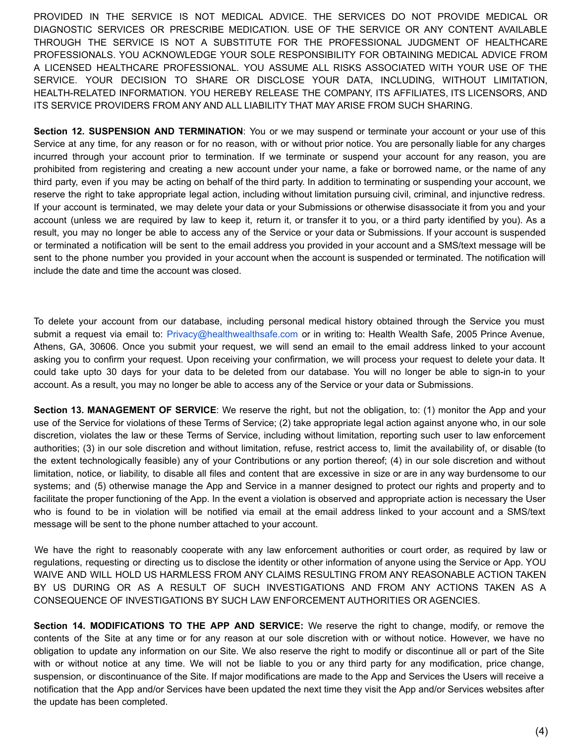PROVIDED IN THE SERVICE IS NOT MEDICAL ADVICE. THE SERVICES DO NOT PROVIDE MEDICAL OR DIAGNOSTIC SERVICES OR PRESCRIBE MEDICATION. USE OF THE SERVICE OR ANY CONTENT AVAILABLE THROUGH THE SERVICE IS NOT A SUBSTITUTE FOR THE PROFESSIONAL JUDGMENT OF HEALTHCARE PROFESSIONALS. YOU ACKNOWLEDGE YOUR SOLE RESPONSIBILITY FOR OBTAINING MEDICAL ADVICE FROM A LICENSED HEALTHCARE PROFESSIONAL. YOU ASSUME ALL RISKS ASSOCIATED WITH YOUR USE OF THE SERVICE. YOUR DECISION TO SHARE OR DISCLOSE YOUR DATA, INCLUDING, WITHOUT LIMITATION, HEALTH-RELATED INFORMATION. YOU HEREBY RELEASE THE COMPANY, ITS AFFILIATES, ITS LICENSORS, AND ITS SERVICE PROVIDERS FROM ANY AND ALL LIABILITY THAT MAY ARISE FROM SUCH SHARING.

**Section 12. SUSPENSION AND TERMINATION**: You or we may suspend or terminate your account or your use of this Service at any time, for any reason or for no reason, with or without prior notice. You are personally liable for any charges incurred through your account prior to termination. If we terminate or suspend your account for any reason, you are prohibited from registering and creating a new account under your name, a fake or borrowed name, or the name of any third party, even if you may be acting on behalf of the third party. In addition to terminating or suspending your account, we reserve the right to take appropriate legal action, including without limitation pursuing civil, criminal, and injunctive redress. If your account is terminated, we may delete your data or your Submissions or otherwise disassociate it from you and your account (unless we are required by law to keep it, return it, or transfer it to you, or a third party identified by you). As a result, you may no longer be able to access any of the Service or your data or Submissions. If your account is suspended or terminated a notification will be sent to the email address you provided in your account and a SMS/text message will be sent to the phone number you provided in your account when the account is suspended or terminated. The notification will include the date and time the account was closed.

To delete your account from our database, including personal medical history obtained through the Service you must submit a request via email to: Privacy@healthwealthsafe.com or in writing to: Health Wealth Safe, 2005 Prince Avenue, Athens, GA, 30606. Once you submit your request, we will send an email to the email address linked to your account asking you to confirm your request. Upon receiving your confirmation, we will process your request to delete your data. It could take upto 30 days for your data to be deleted from our database. You will no longer be able to sign-in to your account. As a result, you may no longer be able to access any of the Service or your data or Submissions.

**Section 13. MANAGEMENT OF SERVICE**: We reserve the right, but not the obligation, to: (1) monitor the App and your use of the Service for violations of these Terms of Service; (2) take appropriate legal action against anyone who, in our sole discretion, violates the law or these Terms of Service, including without limitation, reporting such user to law enforcement authorities; (3) in our sole discretion and without limitation, refuse, restrict access to, limit the availability of, or disable (to the extent technologically feasible) any of your Contributions or any portion thereof; (4) in our sole discretion and without limitation, notice, or liability, to disable all files and content that are excessive in size or are in any way burdensome to our systems; and (5) otherwise manage the App and Service in a manner designed to protect our rights and property and to facilitate the proper functioning of the App. In the event a violation is observed and appropriate action is necessary the User who is found to be in violation will be notified via email at the email address linked to your account and a SMS/text message will be sent to the phone number attached to your account.

We have the right to reasonably cooperate with any law enforcement authorities or court order, as required by law or regulations, requesting or directing us to disclose the identity or other information of anyone using the Service or App. YOU WAIVE AND WILL HOLD US HARMLESS FROM ANY CLAIMS RESULTING FROM ANY REASONABLE ACTION TAKEN BY US DURING OR AS A RESULT OF SUCH INVESTIGATIONS AND FROM ANY ACTIONS TAKEN AS A CONSEQUENCE OF INVESTIGATIONS BY SUCH LAW ENFORCEMENT AUTHORITIES OR AGENCIES.

**Section 14. MODIFICATIONS TO THE APP AND SERVICE:** We reserve the right to change, modify, or remove the contents of the Site at any time or for any reason at our sole discretion with or without notice. However, we have no obligation to update any information on our Site. We also reserve the right to modify or discontinue all or part of the Site with or without notice at any time. We will not be liable to you or any third party for any modification, price change, suspension, or discontinuance of the Site. If major modifications are made to the App and Services the Users will receive a notification that the App and/or Services have been updated the next time they visit the App and/or Services websites after the update has been completed.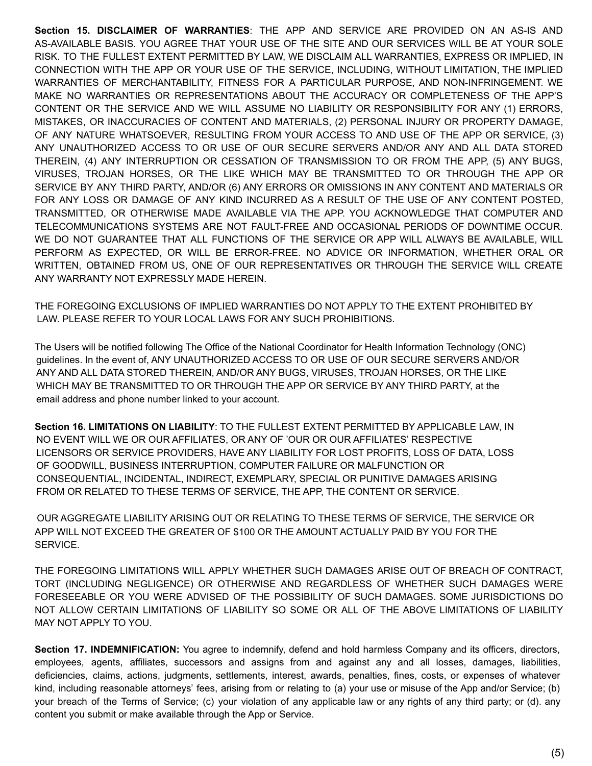**Section 15. DISCLAIMER OF WARRANTIES**: THE APP AND SERVICE ARE PROVIDED ON AN AS-IS AND AS-AVAILABLE BASIS. YOU AGREE THAT YOUR USE OF THE SITE AND OUR SERVICES WILL BE AT YOUR SOLE RISK. TO THE FULLEST EXTENT PERMITTED BY LAW, WE DISCLAIM ALL WARRANTIES, EXPRESS OR IMPLIED, IN CONNECTION WITH THE APP OR YOUR USE OF THE SERVICE, INCLUDING, WITHOUT LIMITATION, THE IMPLIED WARRANTIES OF MERCHANTABILITY, FITNESS FOR A PARTICULAR PURPOSE, AND NON-INFRINGEMENT. WE MAKE NO WARRANTIES OR REPRESENTATIONS ABOUT THE ACCURACY OR COMPLETENESS OF THE APP'S CONTENT OR THE SERVICE AND WE WILL ASSUME NO LIABILITY OR RESPONSIBILITY FOR ANY (1) ERRORS, MISTAKES, OR INACCURACIES OF CONTENT AND MATERIALS, (2) PERSONAL INJURY OR PROPERTY DAMAGE, OF ANY NATURE WHATSOEVER, RESULTING FROM YOUR ACCESS TO AND USE OF THE APP OR SERVICE, (3) ANY UNAUTHORIZED ACCESS TO OR USE OF OUR SECURE SERVERS AND/OR ANY AND ALL DATA STORED THEREIN, (4) ANY INTERRUPTION OR CESSATION OF TRANSMISSION TO OR FROM THE APP, (5) ANY BUGS, VIRUSES, TROJAN HORSES, OR THE LIKE WHICH MAY BE TRANSMITTED TO OR THROUGH THE APP OR SERVICE BY ANY THIRD PARTY, AND/OR (6) ANY ERRORS OR OMISSIONS IN ANY CONTENT AND MATERIALS OR FOR ANY LOSS OR DAMAGE OF ANY KIND INCURRED AS A RESULT OF THE USE OF ANY CONTENT POSTED, TRANSMITTED, OR OTHERWISE MADE AVAILABLE VIA THE APP. YOU ACKNOWLEDGE THAT COMPUTER AND TELECOMMUNICATIONS SYSTEMS ARE NOT FAULT-FREE AND OCCASIONAL PERIODS OF DOWNTIME OCCUR. WE DO NOT GUARANTEE THAT ALL FUNCTIONS OF THE SERVICE OR APP WILL ALWAYS BE AVAILABLE, WILL PERFORM AS EXPECTED, OR WILL BE ERROR-FREE. NO ADVICE OR INFORMATION, WHETHER ORAL OR WRITTEN, OBTAINED FROM US, ONE OF OUR REPRESENTATIVES OR THROUGH THE SERVICE WILL CREATE ANY WARRANTY NOT EXPRESSLY MADE HEREIN.

THE FOREGOING EXCLUSIONS OF IMPLIED WARRANTIES DO NOT APPLY TO THE EXTENT PROHIBITED BY LAW. PLEASE REFER TO YOUR LOCAL LAWS FOR ANY SUCH PROHIBITIONS.

The Users will be notified following The Office of the National Coordinator for Health Information Technology (ONC) guidelines. In the event of, ANY UNAUTHORIZED ACCESS TO OR USE OF OUR SECURE SERVERS AND/OR ANY AND ALL DATA STORED THEREIN, AND/OR ANY BUGS, VIRUSES, TROJAN HORSES, OR THE LIKE WHICH MAY BE TRANSMITTED TO OR THROUGH THE APP OR SERVICE BY ANY THIRD PARTY, at the email address and phone number linked to your account.

**Section 16. LIMITATIONS ON LIABILITY**: TO THE FULLEST EXTENT PERMITTED BY APPLICABLE LAW, IN NO EVENT WILL WE OR OUR AFFILIATES, OR ANY OF 'OUR OR OUR AFFILIATES' RESPECTIVE LICENSORS OR SERVICE PROVIDERS, HAVE ANY LIABILITY FOR LOST PROFITS, LOSS OF DATA, LOSS OF GOODWILL, BUSINESS INTERRUPTION, COMPUTER FAILURE OR MALFUNCTION OR CONSEQUENTIAL, INCIDENTAL, INDIRECT, EXEMPLARY, SPECIAL OR PUNITIVE DAMAGES ARISING FROM OR RELATED TO THESE TERMS OF SERVICE, THE APP, THE CONTENT OR SERVICE.

OUR AGGREGATE LIABILITY ARISING OUT OR RELATING TO THESE TERMS OF SERVICE, THE SERVICE OR APP WILL NOT EXCEED THE GREATER OF $100 OR THE AMOUNT ACTUALLY PAID BY YOU FOR THE SERVICE.

THE FOREGOING LIMITATIONS WILL APPLY WHETHER SUCH DAMAGES ARISE OUT OF BREACH OF CONTRACT, TORT (INCLUDING NEGLIGENCE) OR OTHERWISE AND REGARDLESS OF WHETHER SUCH DAMAGES WERE FORESEEABLE OR YOU WERE ADVISED OF THE POSSIBILITY OF SUCH DAMAGES. SOME JURISDICTIONS DO NOT ALLOW CERTAIN LIMITATIONS OF LIABILITY SO SOME OR ALL OF THE ABOVE LIMITATIONS OF LIABILITY MAY NOT APPLY TO YOU.

**Section 17. INDEMNIFICATION:** You agree to indemnify, defend and hold harmless Company and its officers, directors, employees, agents, affiliates, successors and assigns from and against any and all losses, damages, liabilities, deficiencies, claims, actions, judgments, settlements, interest, awards, penalties, fines, costs, or expenses of whatever kind, including reasonable attorneys' fees, arising from or relating to (a) your use or misuse of the App and/or Service; (b) your breach of the Terms of Service; (c) your violation of any applicable law or any rights of any third party; or (d). any content you submit or make available through the App or Service.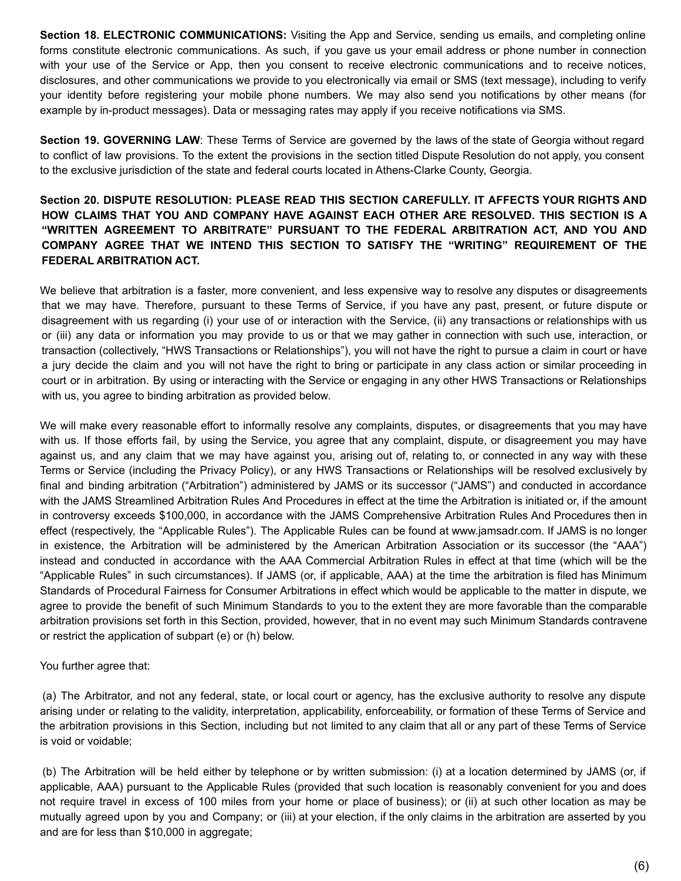**Section 18. ELECTRONIC COMMUNICATIONS:** Visiting the App and Service, sending us emails, and completing online forms constitute electronic communications. As such, if you gave us your email address or phone number in connection with your use of the Service or App, then you consent to receive electronic communications and to receive notices, disclosures, and other communications we provide to you electronically via email or SMS (text message), including to verify your identity before registering your mobile phone numbers. We may also send you notifications by other means (for example by in-product messages). Data or messaging rates may apply if you receive notifications via SMS.

**Section 19. GOVERNING LAW**: These Terms of Service are governed by the laws of the state of Georgia without regard to conflict of law provisions. To the extent the provisions in the section titled Dispute Resolution do not apply, you consent to the exclusive jurisdiction of the state and federal courts located in Athens-Clarke County, Georgia.

**Section 20. DISPUTE RESOLUTION: PLEASE READ THIS SECTION CAREFULLY. IT AFFECTS YOUR RIGHTS AND HOW CLAIMS THAT YOU AND COMPANY HAVE AGAINST EACH OTHER ARE RESOLVED. THIS SECTION IS A "WRITTEN AGREEMENT TO ARBITRATE" PURSUANT TO THE FEDERAL ARBITRATION ACT, AND YOU AND COMPANY AGREE THAT WE INTEND THIS SECTION TO SATISFY THE "WRITING" REQUIREMENT OF THE FEDERAL ARBITRATION ACT.**

We believe that arbitration is a faster, more convenient, and less expensive way to resolve any disputes or disagreements that we may have. Therefore, pursuant to these Terms of Service, if you have any past, present, or future dispute or disagreement with us regarding (i) your use of or interaction with the Service, (ii) any transactions or relationships with us or (iii) any data or information you may provide to us or that we may gather in connection with such use, interaction, or transaction (collectively, "HWS Transactions or Relationships"), you will not have the right to pursue a claim in court or have a jury decide the claim and you will not have the right to bring or participate in any class action or similar proceeding in court or in arbitration. By using or interacting with the Service or engaging in any other HWS Transactions or Relationships with us, you agree to binding arbitration as provided below.

We will make every reasonable effort to informally resolve any complaints, disputes, or disagreements that you may have with us. If those efforts fail, by using the Service, you agree that any complaint, dispute, or disagreement you may have against us, and any claim that we may have against you, arising out of, relating to, or connected in any way with these Terms or Service (including the Privacy Policy), or any HWS Transactions or Relationships will be resolved exclusively by final and binding arbitration ("Arbitration") administered by JAMS or its successor ("JAMS") and conducted in accordance with the JAMS Streamlined Arbitration Rules And Procedures in effect at the time the Arbitration is initiated or, if the amount in controversy exceeds $100,000, in accordance with the JAMS Comprehensive Arbitration Rules And Procedures then in effect (respectively, the "Applicable Rules"). The Applicable Rules can be found at www.jamsadr.com. If JAMS is no longer in existence, the Arbitration will be administered by the American Arbitration Association or its successor (the "AAA") instead and conducted in accordance with the AAA Commercial Arbitration Rules in effect at that time (which will be the "Applicable Rules" in such circumstances). If JAMS (or, if applicable, AAA) at the time the arbitration is filed has Minimum Standards of Procedural Fairness for Consumer Arbitrations in effect which would be applicable to the matter in dispute, we agree to provide the benefit of such Minimum Standards to you to the extent they are more favorable than the comparable arbitration provisions set forth in this Section, provided, however, that in no event may such Minimum Standards contravene or restrict the application of subpart (e) or (h) below.

You further agree that:

(a) The Arbitrator, and not any federal, state, or local court or agency, has the exclusive authority to resolve any dispute arising under or relating to the validity, interpretation, applicability, enforceability, or formation of these Terms of Service and the arbitration provisions in this Section, including but not limited to any claim that all or any part of these Terms of Service is void or voidable;

(b) The Arbitration will be held either by telephone or by written submission: (i) at a location determined by JAMS (or, if applicable, AAA) pursuant to the Applicable Rules (provided that such location is reasonably convenient for you and does not require travel in excess of 100 miles from your home or place of business); or (ii) at such other location as may be mutually agreed upon by you and Company; or (iii) at your election, if the only claims in the arbitration are asserted by you and are for less than $10,000 in aggregate;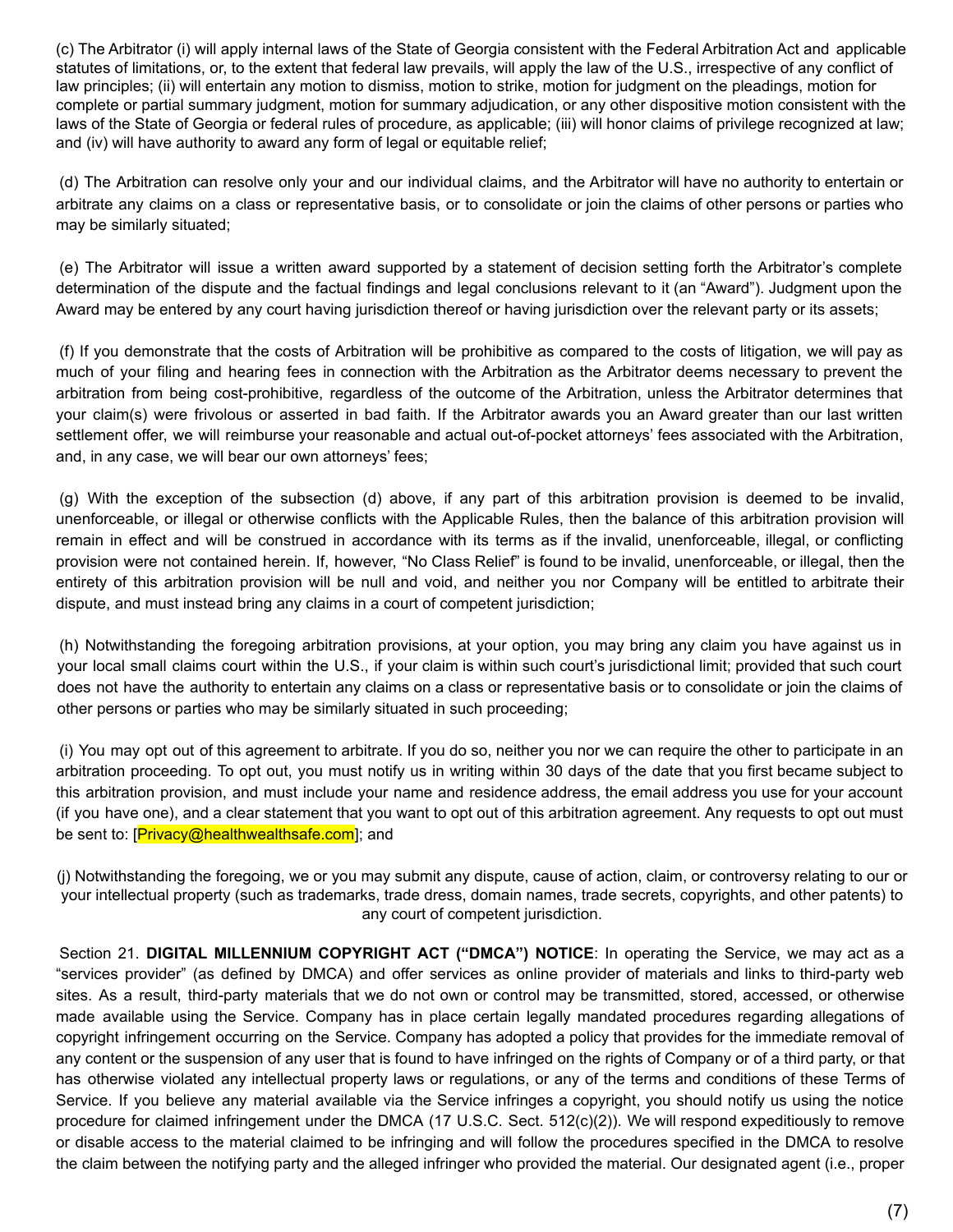(c) The Arbitrator (i) will apply internal laws of the State of Georgia consistent with the Federal Arbitration Act and applicable statutes of limitations, or, to the extent that federal law prevails, will apply the law of the U.S., irrespective of any conflict of law principles; (ii) will entertain any motion to dismiss, motion to strike, motion for judgment on the pleadings, motion for complete or partial summary judgment, motion for summary adjudication, or any other dispositive motion consistent with the laws of the State of Georgia or federal rules of procedure, as applicable; (iii) will honor claims of privilege recognized at law; and (iv) will have authority to award any form of legal or equitable relief;

(d) The Arbitration can resolve only your and our individual claims, and the Arbitrator will have no authority to entertain or arbitrate any claims on a class or representative basis, or to consolidate or join the claims of other persons or parties who may be similarly situated;

(e) The Arbitrator will issue a written award supported by a statement of decision setting forth the Arbitrator's complete determination of the dispute and the factual findings and legal conclusions relevant to it (an "Award"). Judgment upon the Award may be entered by any court having jurisdiction thereof or having jurisdiction over the relevant party or its assets;

(f) If you demonstrate that the costs of Arbitration will be prohibitive as compared to the costs of litigation, we will pay as much of your filing and hearing fees in connection with the Arbitration as the Arbitrator deems necessary to prevent the arbitration from being cost-prohibitive, regardless of the outcome of the Arbitration, unless the Arbitrator determines that your claim(s) were frivolous or asserted in bad faith. If the Arbitrator awards you an Award greater than our last written settlement offer, we will reimburse your reasonable and actual out-of-pocket attorneys' fees associated with the Arbitration, and, in any case, we will bear our own attorneys' fees;

(g) With the exception of the subsection (d) above, if any part of this arbitration provision is deemed to be invalid, unenforceable, or illegal or otherwise conflicts with the Applicable Rules, then the balance of this arbitration provision will remain in effect and will be construed in accordance with its terms as if the invalid, unenforceable, illegal, or conflicting provision were not contained herein. If, however, "No Class Relief" is found to be invalid, unenforceable, or illegal, then the entirety of this arbitration provision will be null and void, and neither you nor Company will be entitled to arbitrate their dispute, and must instead bring any claims in a court of competent jurisdiction;

(h) Notwithstanding the foregoing arbitration provisions, at your option, you may bring any claim you have against us in your local small claims court within the U.S., if your claim is within such court's jurisdictional limit; provided that such court does not have the authority to entertain any claims on a class or representative basis or to consolidate or join the claims of other persons or parties who may be similarly situated in such proceeding;

(i) You may opt out of this agreement to arbitrate. If you do so, neither you nor we can require the other to participate in an arbitration proceeding. To opt out, you must notify us in writing within 30 days of the date that you first became subject to this arbitration provision, and must include your name and residence address, the email address you use for your account (if you have one), and a clear statement that you want to opt out of this arbitration agreement. Any requests to opt out must be sent to: [Privacy@healthwealthsafe.com]; and

(j) Notwithstanding the foregoing, we or you may submit any dispute, cause of action, claim, or controversy relating to our or your intellectual property (such as trademarks, trade dress, domain names, trade secrets, copyrights, and other patents) to any court of competent jurisdiction.

Section 21. **DIGITAL MILLENNIUM COPYRIGHT ACT ("DMCA") NOTICE**: In operating the Service, we may act as a "services provider" (as defined by DMCA) and offer services as online provider of materials and links to third-party web sites. As a result, third-party materials that we do not own or control may be transmitted, stored, accessed, or otherwise made available using the Service. Company has in place certain legally mandated procedures regarding allegations of copyright infringement occurring on the Service. Company has adopted a policy that provides for the immediate removal of any content or the suspension of any user that is found to have infringed on the rights of Company or of a third party, or that has otherwise violated any intellectual property laws or regulations, or any of the terms and conditions of these Terms of Service. If you believe any material available via the Service infringes a copyright, you should notify us using the notice procedure for claimed infringement under the DMCA (17 U.S.C. Sect. 512(c)(2)). We will respond expeditiously to remove or disable access to the material claimed to be infringing and will follow the procedures specified in the DMCA to resolve the claim between the notifying party and the alleged infringer who provided the material. Our designated agent (i.e., proper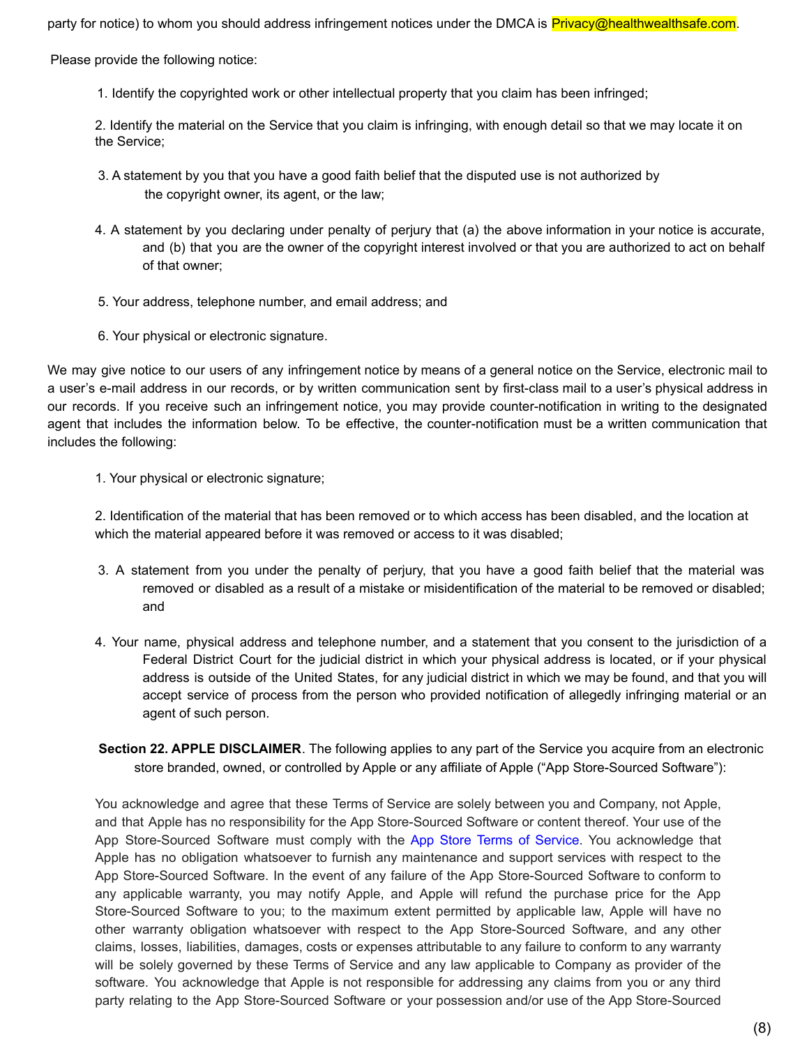party for notice) to whom you should address infringement notices under the DMCA is Privacy@healthwealthsafe.com.

Please provide the following notice:

1. Identify the copyrighted work or other intellectual property that you claim has been infringed;

2. Identify the material on the Service that you claim is infringing, with enough detail so that we may locate it on the Service;

3. A statement by you that you have a good faith belief that the disputed use is not authorized by the copyright owner, its agent, or the law;

4. A statement by you declaring under penalty of perjury that (a) the above information in your notice is accurate, and (b) that you are the owner of the copyright interest involved or that you are authorized to act on behalf of that owner;

5. Your address, telephone number, and email address; and

6. Your physical or electronic signature.

We may give notice to our users of any infringement notice by means of a general notice on the Service, electronic mail to a user's e-mail address in our records, or by written communication sent by first-class mail to a user's physical address in our records. If you receive such an infringement notice, you may provide counter-notification in writing to the designated agent that includes the information below. To be effective, the counter-notification must be a written communication that includes the following:

1. Your physical or electronic signature;

2. Identification of the material that has been removed or to which access has been disabled, and the location at which the material appeared before it was removed or access to it was disabled;

3. A statement from you under the penalty of perjury, that you have a good faith belief that the material was removed or disabled as a result of a mistake or misidentification of the material to be removed or disabled; and

4. Your name, physical address and telephone number, and a statement that you consent to the jurisdiction of a Federal District Court for the judicial district in which your physical address is located, or if your physical address is outside of the United States, for any judicial district in which we may be found, and that you will accept service of process from the person who provided notification of allegedly infringing material or an agent of such person.

**Section 22. APPLE DISCLAIMER**. The following applies to any part of the Service you acquire from an electronic store branded, owned, or controlled by Apple or any affiliate of Apple ("App Store-Sourced Software"):

You acknowledge and agree that these Terms of Service are solely between you and Company, not Apple, and that Apple has no responsibility for the App Store-Sourced Software or content thereof. Your use of the App Store-Sourced Software must comply with the App Store Terms of Service. You acknowledge that Apple has no obligation whatsoever to furnish any maintenance and support services with respect to the App Store-Sourced Software. In the event of any failure of the App Store-Sourced Software to conform to any applicable warranty, you may notify Apple, and Apple will refund the purchase price for the App Store-Sourced Software to you; to the maximum extent permitted by applicable law, Apple will have no other warranty obligation whatsoever with respect to the App Store-Sourced Software, and any other claims, losses, liabilities, damages, costs or expenses attributable to any failure to conform to any warranty will be solely governed by these Terms of Service and any law applicable to Company as provider of the software. You acknowledge that Apple is not responsible for addressing any claims from you or any third party relating to the App Store-Sourced Software or your possession and/or use of the App Store-Sourced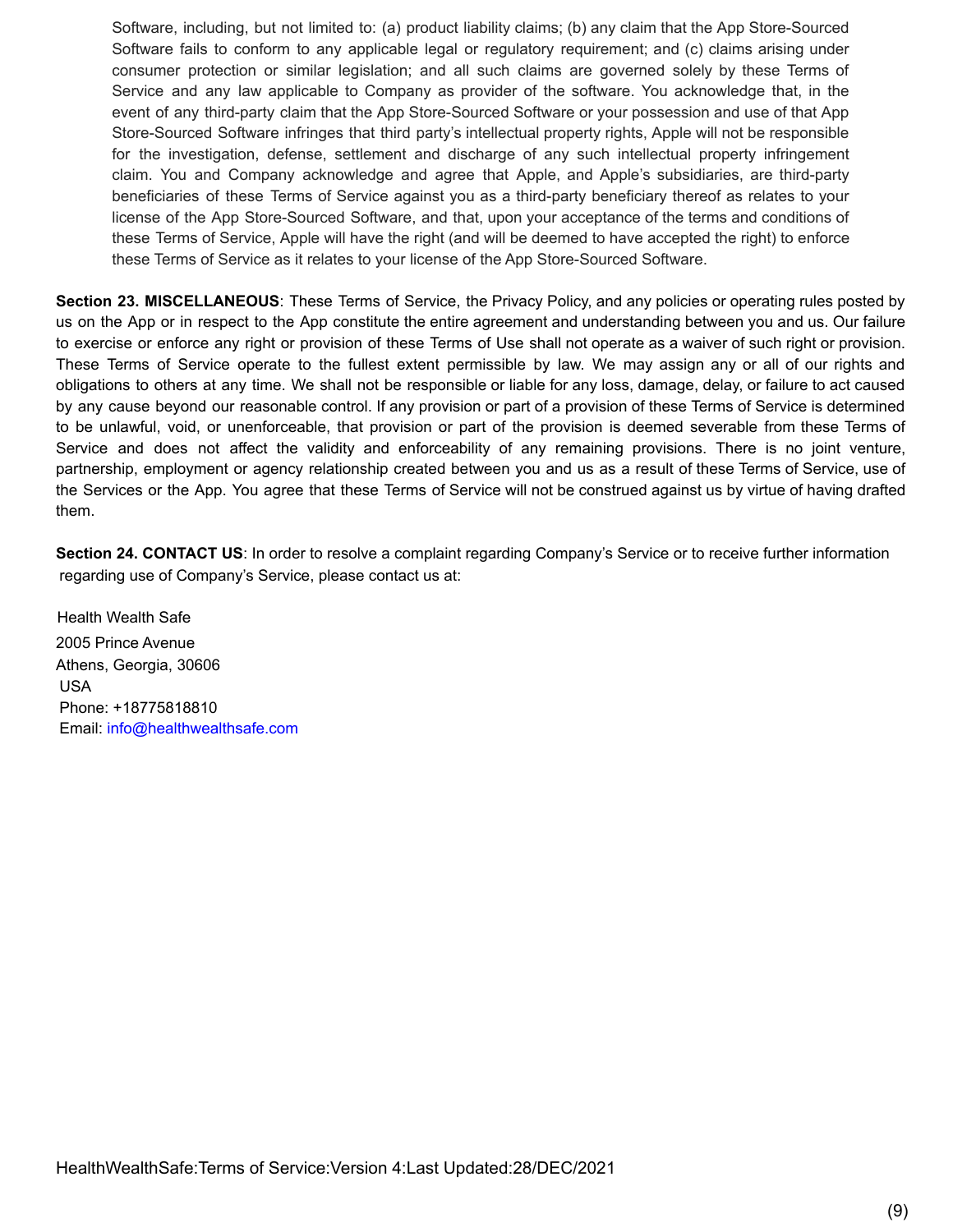Software, including, but not limited to: (a) product liability claims; (b) any claim that the App Store-Sourced Software fails to conform to any applicable legal or regulatory requirement; and (c) claims arising under consumer protection or similar legislation; and all such claims are governed solely by these Terms of Service and any law applicable to Company as provider of the software. You acknowledge that, in the event of any third-party claim that the App Store-Sourced Software or your possession and use of that App Store-Sourced Software infringes that third party's intellectual property rights, Apple will not be responsible for the investigation, defense, settlement and discharge of any such intellectual property infringement claim. You and Company acknowledge and agree that Apple, and Apple's subsidiaries, are third-party beneficiaries of these Terms of Service against you as a third-party beneficiary thereof as relates to your license of the App Store-Sourced Software, and that, upon your acceptance of the terms and conditions of these Terms of Service, Apple will have the right (and will be deemed to have accepted the right) to enforce these Terms of Service as it relates to your license of the App Store-Sourced Software.

**Section 23. MISCELLANEOUS**: These Terms of Service, the Privacy Policy, and any policies or operating rules posted by us on the App or in respect to the App constitute the entire agreement and understanding between you and us. Our failure to exercise or enforce any right or provision of these Terms of Use shall not operate as a waiver of such right or provision. These Terms of Service operate to the fullest extent permissible by law. We may assign any or all of our rights and obligations to others at any time. We shall not be responsible or liable for any loss, damage, delay, or failure to act caused by any cause beyond our reasonable control. If any provision or part of a provision of these Terms of Service is determined to be unlawful, void, or unenforceable, that provision or part of the provision is deemed severable from these Terms of Service and does not affect the validity and enforceability of any remaining provisions. There is no joint venture, partnership, employment or agency relationship created between you and us as a result of these Terms of Service, use of the Services or the App. You agree that these Terms of Service will not be construed against us by virtue of having drafted them.

**Section 24. CONTACT US**: In order to resolve a complaint regarding Company's Service or to receive further information regarding use of Company's Service, please contact us at:

Health Wealth Safe
2005 Prince Avenue
Athens, Georgia, 30606
USA
Phone: +18775818810
Email: info@healthwealthsafe.com

HealthWealthSafe:Terms of Service:Version 4:Last Updated:28/DEC/2021